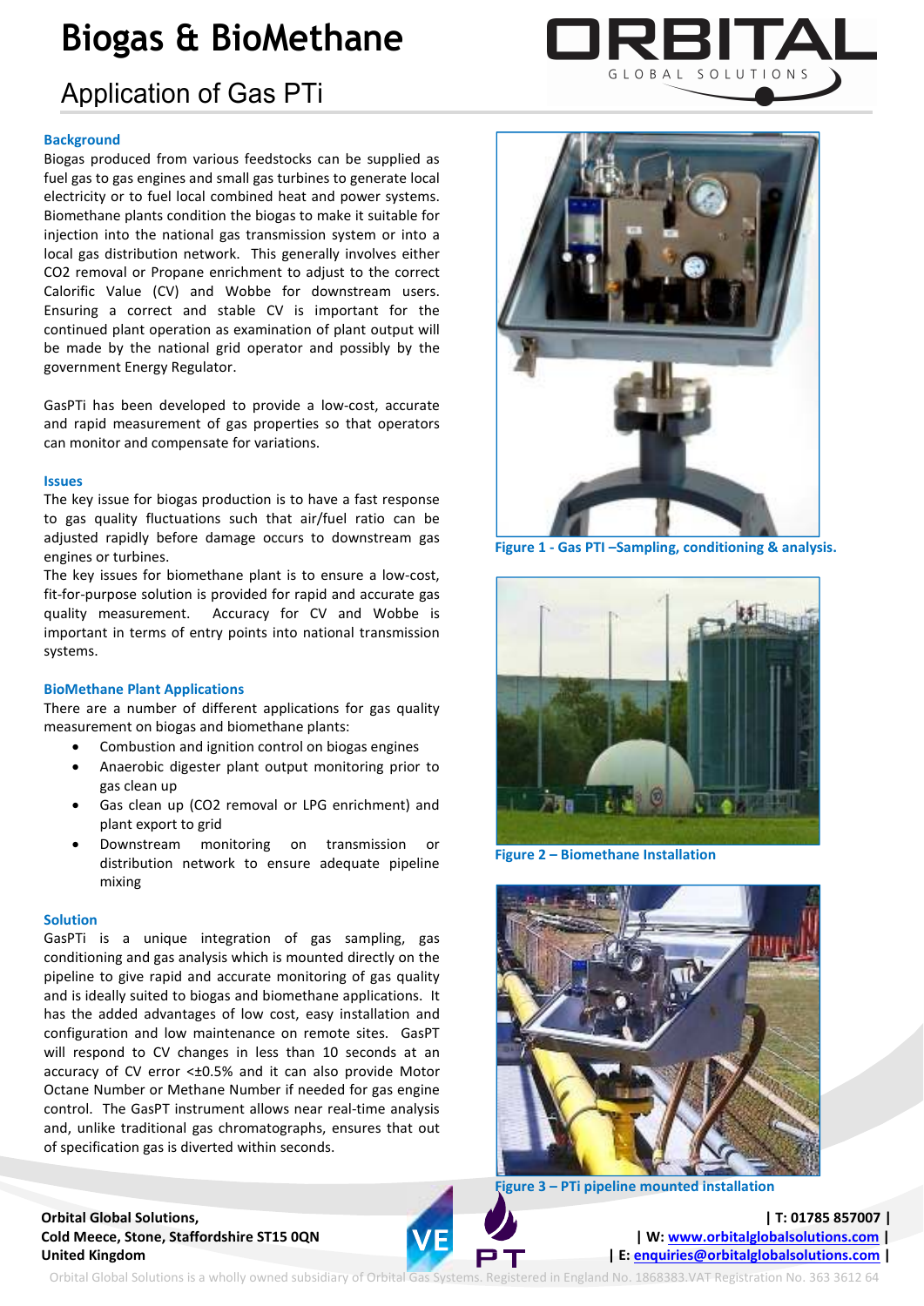# Biogas & BioMethane

## Application of Gas PTi

### Background

Biogas produced from various feedstocks can be supplied as fuel gas to gas engines and small gas turbines to generate local electricity or to fuel local combined heat and power systems. Biomethane plants condition the biogas to make it suitable for injection into the national gas transmission system or into a local gas distribution network. This generally involves either CO2 removal or Propane enrichment to adjust to the correct Calorific Value (CV) and Wobbe for downstream users. Ensuring a correct and stable CV is important for the continued plant operation as examination of plant output will be made by the national grid operator and possibly by the government Energy Regulator.

GasPTi has been developed to provide a low-cost, accurate and rapid measurement of gas properties so that operators can monitor and compensate for variations.

### Issues

The key issue for biogas production is to have a fast response to gas quality fluctuations such that air/fuel ratio can be adjusted rapidly before damage occurs to downstream gas engines or turbines.

The key issues for biomethane plant is to ensure a low-cost, fit-for-purpose solution is provided for rapid and accurate gas quality measurement. Accuracy for CV and Wobbe is important in terms of entry points into national transmission systems.

### BioMethane Plant Applications

There are a number of different applications for gas quality measurement on biogas and biomethane plants:

- Combustion and ignition control on biogas engines
- Anaerobic digester plant output monitoring prior to gas clean up
- Gas clean up (CO2 removal or LPG enrichment) and plant export to grid
- Downstream monitoring on transmission or distribution network to ensure adequate pipeline mixing

### Solution

GasPTi is a unique integration of gas sampling, gas conditioning and gas analysis which is mounted directly on the pipeline to give rapid and accurate monitoring of gas quality and is ideally suited to biogas and biomethane applications. It has the added advantages of low cost, easy installation and configuration and low maintenance on remote sites. GasPT will respond to CV changes in less than 10 seconds at an accuracy of CV error <±0.5% and it can also provide Motor Octane Number or Methane Number if needed for gas engine control. The GasPT instrument allows near real-time analysis and, unlike traditional gas chromatographs, ensures that out of specification gas is diverted within seconds.

**Figure 1 - Gas PTI –Sampling, conditioning & analysis.**

**Figure 2 – Biomethane Installation**

**Figure 3 – PTi pipeline mounted installation**

**Orbital Global Solutions,**
**Cold Meece, Stone, Staffordshire ST15 0QN**
**United Kingdom**

**| T: 01785 857007 |**
**| W: www.orbitalglobalsolutions.com |**
**| E: enquiries@orbitalglobalsolutions.com |**

Orbital Global Solutions is a wholly owned subsidiary of Orbital Gas Systems. Registered in England No. 1868383.VAT Registration No. 363 3612 64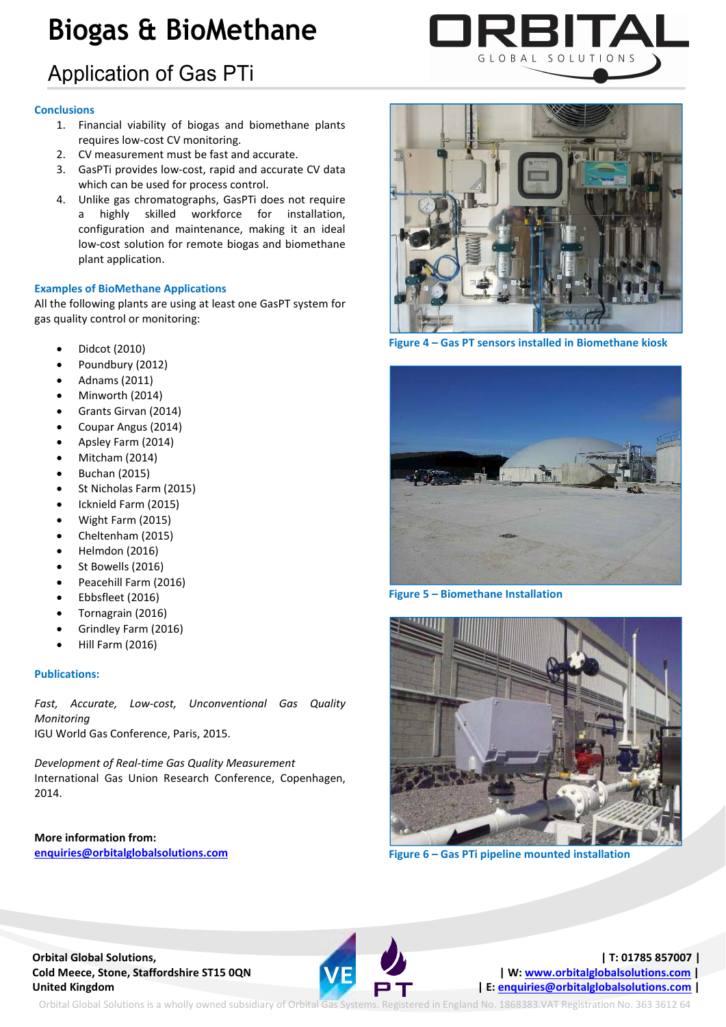# Biogas & BioMethane

## Application of Gas PTi

### Conclusions

1. Financial viability of biogas and biomethane plants requires low-cost CV monitoring.
2. CV measurement must be fast and accurate.
3. GasPTi provides low-cost, rapid and accurate CV data which can be used for process control.
4. Unlike gas chromatographs, GasPTi does not require a highly skilled workforce for installation, configuration and maintenance, making it an ideal low-cost solution for remote biogas and biomethane plant application.

### Examples of BioMethane Applications

All the following plants are using at least one GasPT system for gas quality control or monitoring:

- Didcot (2010)
- Poundbury (2012)
- Adnams (2011)
- Minworth (2014)
- Grants Girvan (2014)
- Coupar Angus (2014)
- Apsley Farm (2014)
- Mitcham (2014)
- Buchan (2015)
- St Nicholas Farm (2015)
- Icknield Farm (2015)
- Wight Farm (2015)
- Cheltenham (2015)
- Helmdon (2016)
- St Bowells (2016)
- Peacehill Farm (2016)
- Ebbsfleet (2016)
- Tornagrain (2016)
- Grindley Farm (2016)
- Hill Farm (2016)

### Publications:

*Fast, Accurate, Low-cost, Unconventional Gas Quality Monitoring*
IGU World Gas Conference, Paris, 2015.

*Development of Real-time Gas Quality Measurement*
International Gas Union Research Conference, Copenhagen, 2014.

**More information from:**
enquiries@orbitalglobalsolutions.com

Figure 4 – Gas PT sensors installed in Biomethane kiosk

Figure 5 – Biomethane Installation

Figure 6 – Gas PTi pipeline mounted installation

**Orbital Global Solutions,**
**Cold Meece, Stone, Staffordshire ST15 0QN**
**United Kingdom**

| T: 01785 857007 |
| W: www.orbitalglobalsolutions.com |
| E: enquiries@orbitalglobalsolutions.com |

Orbital Global Solutions is a wholly owned subsidiary of Orbital Gas Systems. Registered in England No. 1868383.VAT Registration No. 363 3612 64